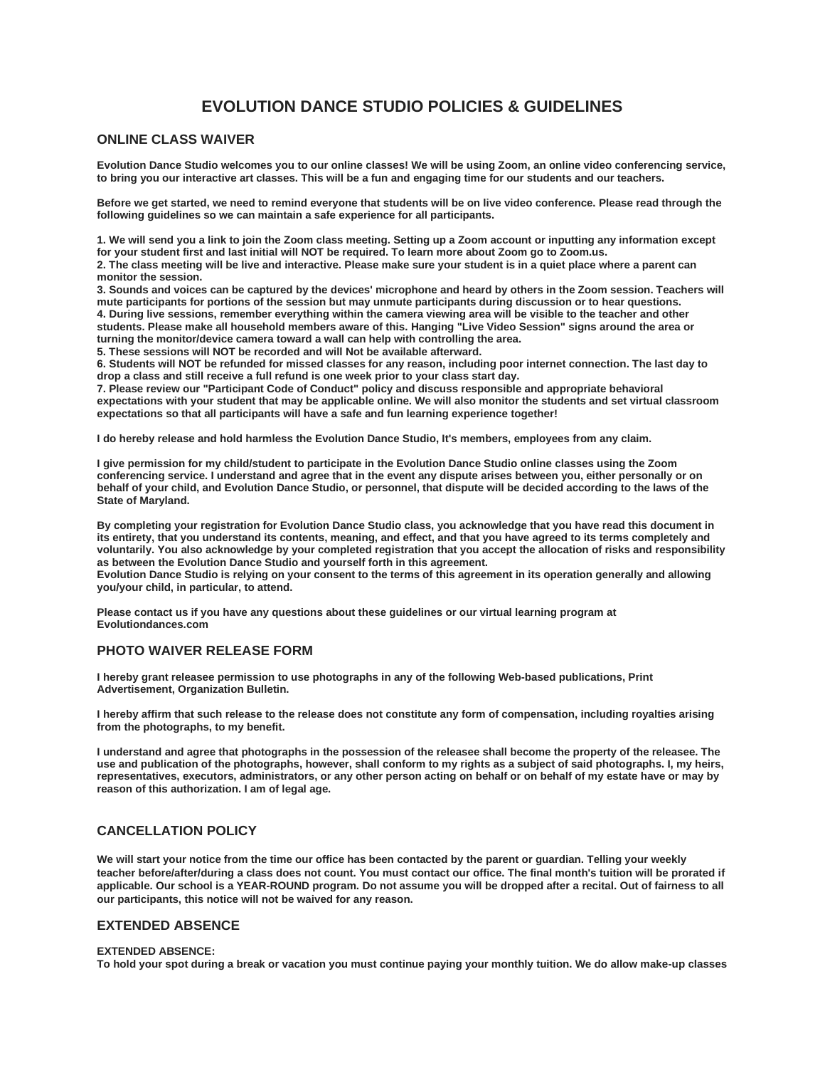# EVOLUTION DANCE STUDIO POLICIES & GUIDELINES

## ONLINE CLASS WAIVER

**Evolution Dance Studio welcomes you to our online classes! We will be using Zoom, an online video conferencing service, to bring you our interactive art classes. This will be a fun and engaging time for our students and our teachers.**

**Before we get started, we need to remind everyone that students will be on live video conference. Please read through the following guidelines so we can maintain a safe experience for all participants.**

**1. We will send you a link to join the Zoom class meeting. Setting up a Zoom account or inputting any information except for your student first and last initial will NOT be required. To learn more about Zoom go to Zoom.us.**
**2. The class meeting will be live and interactive. Please make sure your student is in a quiet place where a parent can monitor the session.**
**3. Sounds and voices can be captured by the devices' microphone and heard by others in the Zoom session. Teachers will mute participants for portions of the session but may unmute participants during discussion or to hear questions.**
**4. During live sessions, remember everything within the camera viewing area will be visible to the teacher and other students. Please make all household members aware of this. Hanging "Live Video Session" signs around the area or turning the monitor/device camera toward a wall can help with controlling the area.**
**5. These sessions will NOT be recorded and will Not be available afterward.**
**6. Students will NOT be refunded for missed classes for any reason, including poor internet connection. The last day to drop a class and still receive a full refund is one week prior to your class start day.**
**7. Please review our "Participant Code of Conduct" policy and discuss responsible and appropriate behavioral expectations with your student that may be applicable online. We will also monitor the students and set virtual classroom expectations so that all participants will have a safe and fun learning experience together!**

**I do hereby release and hold harmless the Evolution Dance Studio, It's members, employees from any claim.**

**I give permission for my child/student to participate in the Evolution Dance Studio online classes using the Zoom conferencing service. I understand and agree that in the event any dispute arises between you, either personally or on behalf of your child, and Evolution Dance Studio, or personnel, that dispute will be decided according to the laws of the State of Maryland.**

**By completing your registration for Evolution Dance Studio class, you acknowledge that you have read this document in its entirety, that you understand its contents, meaning, and effect, and that you have agreed to its terms completely and voluntarily. You also acknowledge by your completed registration that you accept the allocation of risks and responsibility as between the Evolution Dance Studio and yourself forth in this agreement.**
**Evolution Dance Studio is relying on your consent to the terms of this agreement in its operation generally and allowing you/your child, in particular, to attend.**

**Please contact us if you have any questions about these guidelines or our virtual learning program at Evolutiondances.com**

## PHOTO WAIVER RELEASE FORM

**I hereby grant releasee permission to use photographs in any of the following Web-based publications, Print Advertisement, Organization Bulletin.**

**I hereby affirm that such release to the release does not constitute any form of compensation, including royalties arising from the photographs, to my benefit.**

**I understand and agree that photographs in the possession of the releasee shall become the property of the releasee. The use and publication of the photographs, however, shall conform to my rights as a subject of said photographs. I, my heirs, representatives, executors, administrators, or any other person acting on behalf or on behalf of my estate have or may by reason of this authorization. I am of legal age.**

## CANCELLATION POLICY

**We will start your notice from the time our office has been contacted by the parent or guardian. Telling your weekly teacher before/after/during a class does not count. You must contact our office. The final month's tuition will be prorated if applicable. Our school is a YEAR-ROUND program. Do not assume you will be dropped after a recital. Out of fairness to all our participants, this notice will not be waived for any reason.**

## EXTENDED ABSENCE

**EXTENDED ABSENCE:**
**To hold your spot during a break or vacation you must continue paying your monthly tuition. We do allow make-up classes**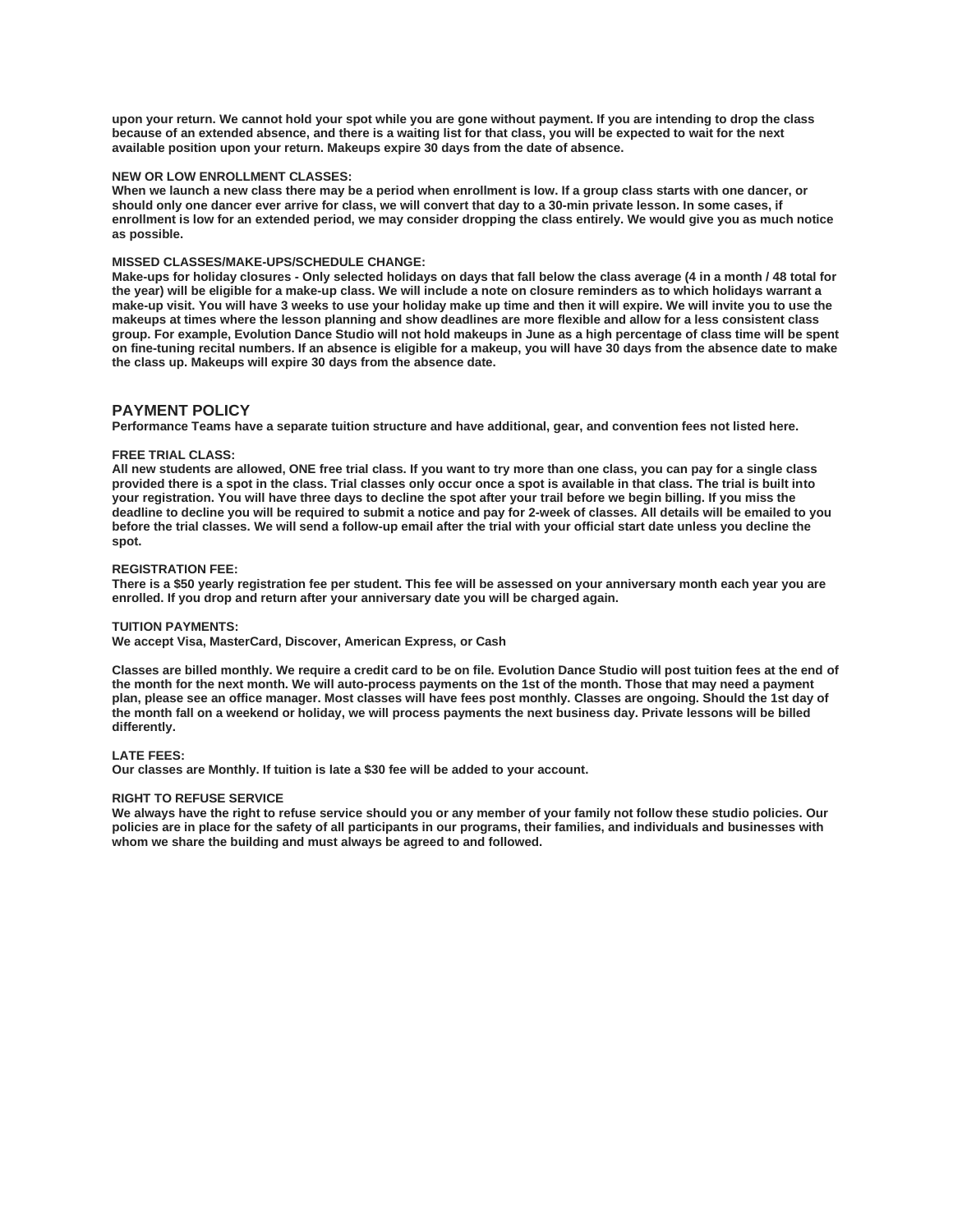**upon your return. We cannot hold your spot while you are gone without payment. If you are intending to drop the class because of an extended absence, and there is a waiting list for that class, you will be expected to wait for the next available position upon your return. Makeups expire 30 days from the date of absence.**

**NEW OR LOW ENROLLMENT CLASSES:**
**When we launch a new class there may be a period when enrollment is low. If a group class starts with one dancer, or should only one dancer ever arrive for class, we will convert that day to a 30-min private lesson. In some cases, if enrollment is low for an extended period, we may consider dropping the class entirely. We would give you as much notice as possible.**

**MISSED CLASSES/MAKE-UPS/SCHEDULE CHANGE:**
**Make-ups for holiday closures - Only selected holidays on days that fall below the class average (4 in a month / 48 total for the year) will be eligible for a make-up class. We will include a note on closure reminders as to which holidays warrant a make-up visit. You will have 3 weeks to use your holiday make up time and then it will expire. We will invite you to use the makeups at times where the lesson planning and show deadlines are more flexible and allow for a less consistent class group. For example, Evolution Dance Studio will not hold makeups in June as a high percentage of class time will be spent on fine-tuning recital numbers. If an absence is eligible for a makeup, you will have 30 days from the absence date to make the class up. Makeups will expire 30 days from the absence date.**

## PAYMENT POLICY

**Performance Teams have a separate tuition structure and have additional, gear, and convention fees not listed here.**

**FREE TRIAL CLASS:**
**All new students are allowed, ONE free trial class. If you want to try more than one class, you can pay for a single class provided there is a spot in the class. Trial classes only occur once a spot is available in that class. The trial is built into your registration. You will have three days to decline the spot after your trail before we begin billing. If you miss the deadline to decline you will be required to submit a notice and pay for 2-week of classes. All details will be emailed to you before the trial classes. We will send a follow-up email after the trial with your official start date unless you decline the spot.**

**REGISTRATION FEE:**
**There is a $50 yearly registration fee per student. This fee will be assessed on your anniversary month each year you are enrolled. If you drop and return after your anniversary date you will be charged again.**

**TUITION PAYMENTS:**
**We accept Visa, MasterCard, Discover, American Express, or Cash**

**Classes are billed monthly. We require a credit card to be on file. Evolution Dance Studio will post tuition fees at the end of the month for the next month. We will auto-process payments on the 1st of the month. Those that may need a payment plan, please see an office manager. Most classes will have fees post monthly. Classes are ongoing. Should the 1st day of the month fall on a weekend or holiday, we will process payments the next business day. Private lessons will be billed differently.**

**LATE FEES:**
**Our classes are Monthly. If tuition is late a $30 fee will be added to your account.**

**RIGHT TO REFUSE SERVICE**
**We always have the right to refuse service should you or any member of your family not follow these studio policies. Our policies are in place for the safety of all participants in our programs, their families, and individuals and businesses with whom we share the building and must always be agreed to and followed.**